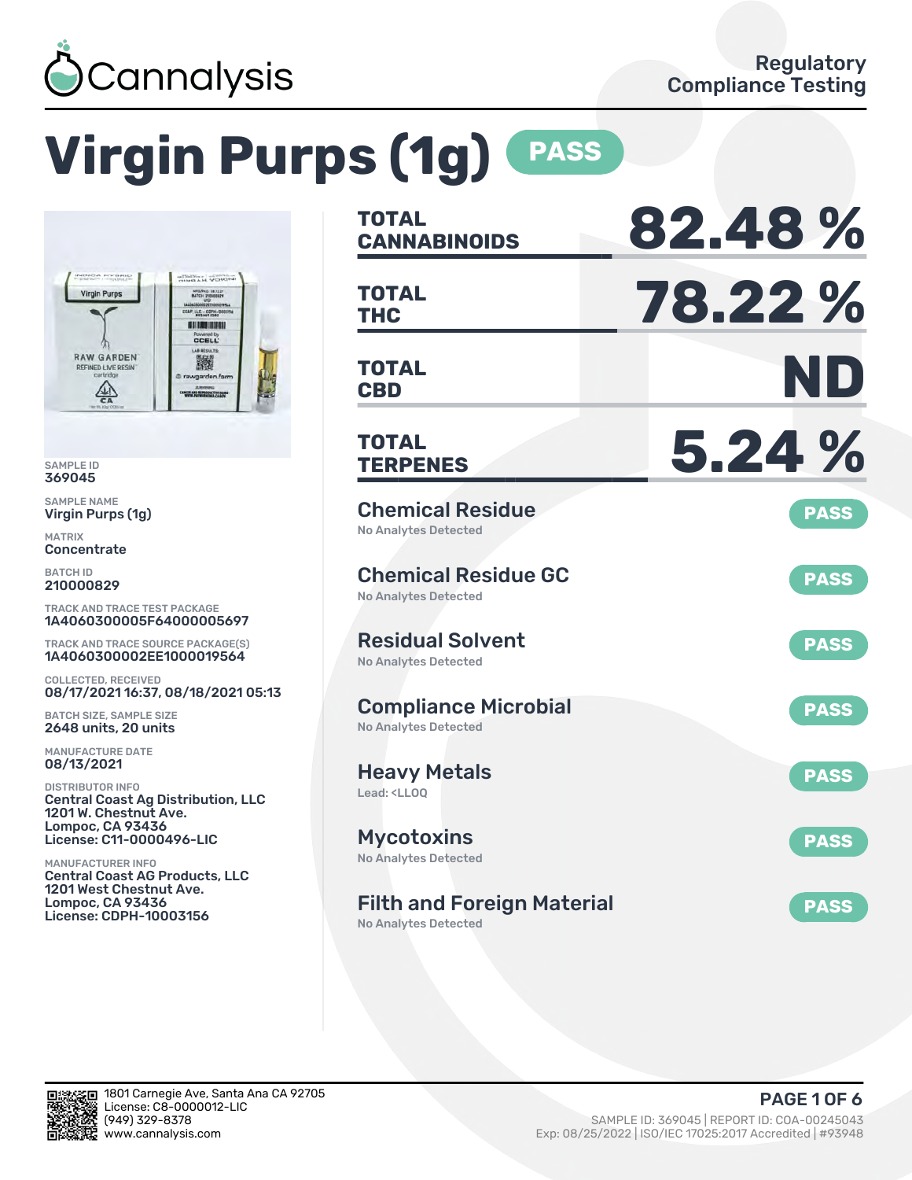Cannalysis

Regulatory Compliance Testing

# Virgin Purps (1g) PASS

SAMPLE ID
369045

SAMPLE NAME
Virgin Purps (1g)

MATRIX
Concentrate

BATCH ID
210000829

TRACK AND TRACE TEST PACKAGE
1A4060300005F64000005697

TRACK AND TRACE SOURCE PACKAGE(S)
1A4060300002EE1000019564

COLLECTED, RECEIVED
08/17/2021 16:37, 08/18/2021 05:13

BATCH SIZE, SAMPLE SIZE
2648 units, 20 units

MANUFACTURE DATE
08/13/2021

DISTRIBUTOR INFO
Central Coast Ag Distribution, LLC
1201 W. Chestnut Ave.
Lompoc, CA 93436
License: C11-0000496-LIC

MANUFACTURER INFO
Central Coast AG Products, LLC
1201 West Chestnut Ave.
Lompoc, CA 93436
License: CDPH-10003156

| | |
|---|---|
| **TOTAL CANNABINOIDS** | **82.48 %** |
| **TOTAL THC** | **78.22 %** |
| **TOTAL CBD** | **ND** |
| **TOTAL TERPENES** | **5.24 %** |

| Test | Result | Status |
|---|---|---|
| Chemical Residue | No Analytes Detected | PASS |
| Chemical Residue GC | No Analytes Detected | PASS |
| Residual Solvent | No Analytes Detected | PASS |
| Compliance Microbial | No Analytes Detected | PASS |
| Heavy Metals | Lead: <LLOQ | PASS |
| Mycotoxins | No Analytes Detected | PASS |
| Filth and Foreign Material | No Analytes Detected | PASS |

1801 Carnegie Ave, Santa Ana CA 92705
License: C8-0000012-LIC
(949) 329-8378
www.cannalysis.com

SAMPLE ID: 369045 | REPORT ID: COA-00245043
Exp: 08/25/2022 | ISO/IEC 17025:2017 Accredited | #93948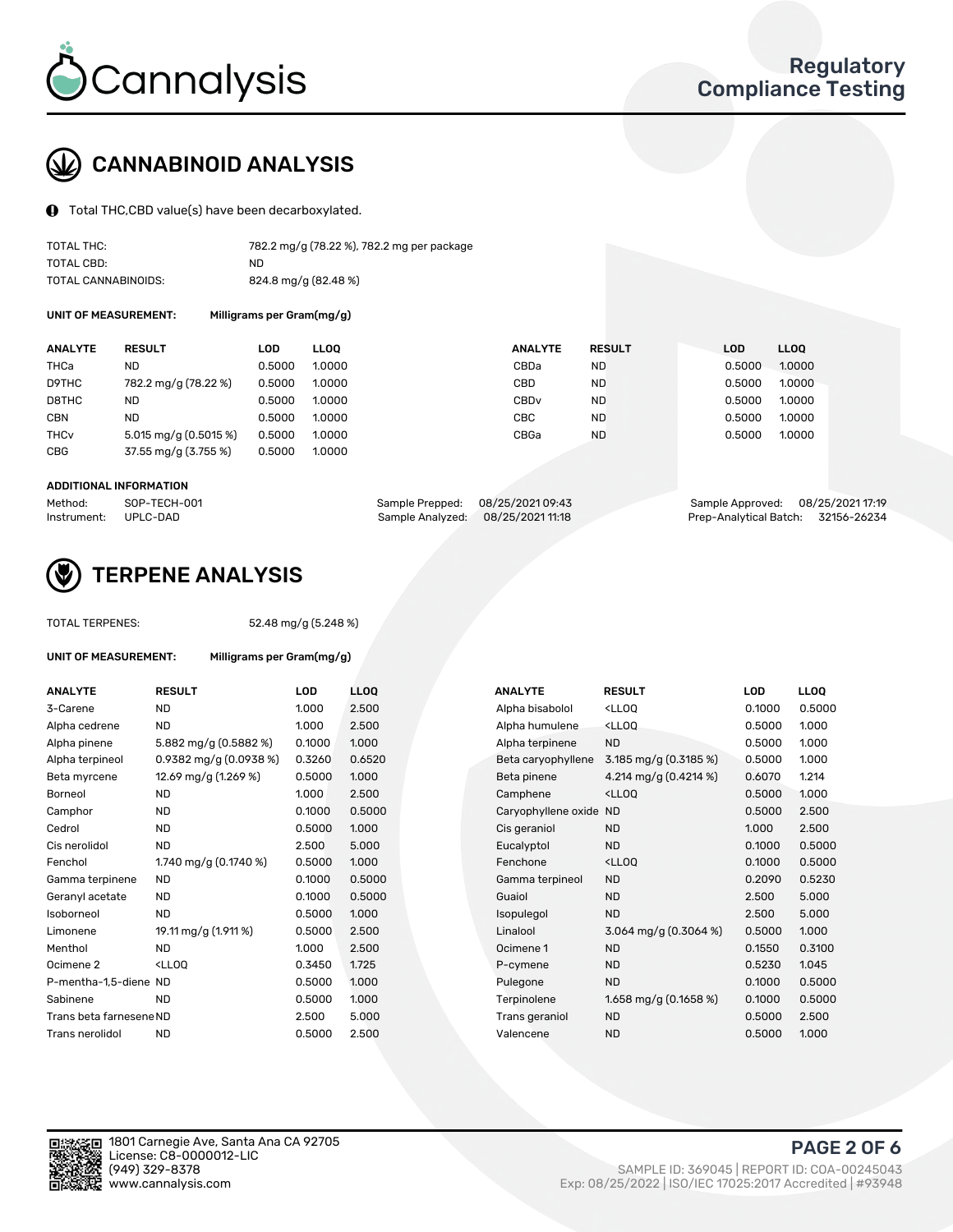# CANNABINOID ANALYSIS

Total THC,CBD value(s) have been decarboxylated.

| | |
|---|---|
| TOTAL THC: | 782.2 mg/g (78.22 %), 782.2 mg per package |
| TOTAL CBD: | ND |
| TOTAL CANNABINOIDS: | 824.8 mg/g (82.48 %) |

**UNIT OF MEASUREMENT:** Milligrams per Gram(mg/g)

| ANALYTE | RESULT | LOD | LLOQ | ANALYTE | RESULT | LOD | LLOQ |
|---|---|---|---|---|---|---|---|
| THCa | ND | 0.5000 | 1.0000 | CBDa | ND | 0.5000 | 1.0000 |
| D9THC | 782.2 mg/g (78.22 %) | 0.5000 | 1.0000 | CBD | ND | 0.5000 | 1.0000 |
| D8THC | ND | 0.5000 | 1.0000 | CBDv | ND | 0.5000 | 1.0000 |
| CBN | ND | 0.5000 | 1.0000 | CBC | ND | 0.5000 | 1.0000 |
| THCv | 5.015 mg/g (0.5015 %) | 0.5000 | 1.0000 | CBGa | ND | 0.5000 | 1.0000 |
| CBG | 37.55 mg/g (3.755 %) | 0.5000 | 1.0000 | | | | |

**ADDITIONAL INFORMATION**

| | | | | | |
|---|---|---|---|---|---|
| Method: | SOP-TECH-001 | Sample Prepped: | 08/25/2021 09:43 | Sample Approved: | 08/25/2021 17:19 |
| Instrument: | UPLC-DAD | Sample Analyzed: | 08/25/2021 11:18 | Prep-Analytical Batch: | 32156-26234 |

# TERPENE ANALYSIS

TOTAL TERPENES: 52.48 mg/g (5.248 %)

**UNIT OF MEASUREMENT:** Milligrams per Gram(mg/g)

| ANALYTE | RESULT | LOD | LLOQ | ANALYTE | RESULT | LOD | LLOQ |
|---|---|---|---|---|---|---|---|
| 3-Carene | ND | 1.000 | 2.500 | Alpha bisabolol | <LLOQ | 0.1000 | 0.5000 |
| Alpha cedrene | ND | 1.000 | 2.500 | Alpha humulene | <LLOQ | 0.5000 | 1.000 |
| Alpha pinene | 5.882 mg/g (0.5882 %) | 0.1000 | 1.000 | Alpha terpinene | ND | 0.5000 | 1.000 |
| Alpha terpineol | 0.9382 mg/g (0.0938 %) | 0.3260 | 0.6520 | Beta caryophyllene | 3.185 mg/g (0.3185 %) | 0.5000 | 1.000 |
| Beta myrcene | 12.69 mg/g (1.269 %) | 0.5000 | 1.000 | Beta pinene | 4.214 mg/g (0.4214 %) | 0.6070 | 1.214 |
| Borneol | ND | 1.000 | 2.500 | Camphene | <LLOQ | 0.5000 | 1.000 |
| Camphor | ND | 0.1000 | 0.5000 | Caryophyllene oxide | ND | 0.5000 | 2.500 |
| Cedrol | ND | 0.5000 | 1.000 | Cis geraniol | ND | 1.000 | 2.500 |
| Cis nerolidol | ND | 2.500 | 5.000 | Eucalyptol | ND | 0.1000 | 0.5000 |
| Fenchol | 1.740 mg/g (0.1740 %) | 0.5000 | 1.000 | Fenchone | <LLOQ | 0.1000 | 0.5000 |
| Gamma terpinene | ND | 0.1000 | 0.5000 | Gamma terpineol | ND | 0.2090 | 0.5230 |
| Geranyl acetate | ND | 0.1000 | 0.5000 | Guaiol | ND | 2.500 | 5.000 |
| Isoborneol | ND | 0.5000 | 1.000 | Isopulegol | ND | 2.500 | 5.000 |
| Limonene | 19.11 mg/g (1.911 %) | 0.5000 | 2.500 | Linalool | 3.064 mg/g (0.3064 %) | 0.5000 | 1.000 |
| Menthol | ND | 1.000 | 2.500 | Ocimene 1 | ND | 0.1550 | 0.3100 |
| Ocimene 2 | <LLOQ | 0.3450 | 1.725 | P-cymene | ND | 0.5230 | 1.045 |
| P-mentha-1,5-diene | ND | 0.5000 | 1.000 | Pulegone | ND | 0.1000 | 0.5000 |
| Sabinene | ND | 0.5000 | 1.000 | Terpinolene | 1.658 mg/g (0.1658 %) | 0.1000 | 0.5000 |
| Trans beta farnesene | ND | 2.500 | 5.000 | Trans geraniol | ND | 0.5000 | 2.500 |
| Trans nerolidol | ND | 0.5000 | 2.500 | Valencene | ND | 0.5000 | 1.000 |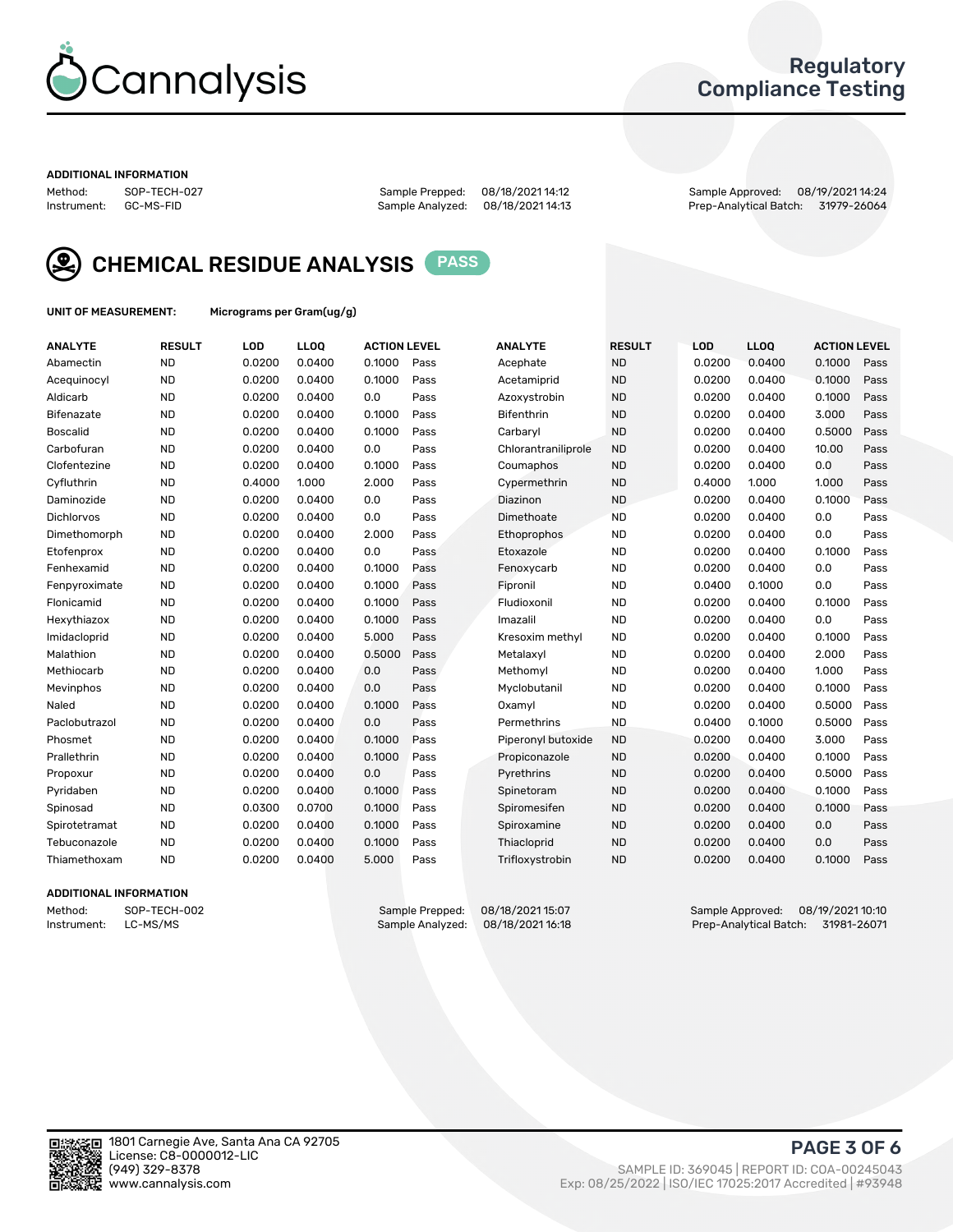Cannalysis

Regulatory Compliance Testing

**ADDITIONAL INFORMATION**

Method: SOP-TECH-027
Instrument: GC-MS-FID

Sample Prepped: 08/18/2021 14:12
Sample Analyzed: 08/18/2021 14:13

Sample Approved: 08/19/2021 14:24
Prep-Analytical Batch: 31979-26064

## CHEMICAL RESIDUE ANALYSIS PASS

**UNIT OF MEASUREMENT:** Micrograms per Gram(ug/g)

| ANALYTE | RESULT | LOD | LLOQ | ACTION LEVEL | | ANALYTE | RESULT | LOD | LLOQ | ACTION LEVEL | |
|---|---|---|---|---|---|---|---|---|---|---|---|
| Abamectin | ND | 0.0200 | 0.0400 | 0.1000 | Pass | Acephate | ND | 0.0200 | 0.0400 | 0.1000 | Pass |
| Acequinocyl | ND | 0.0200 | 0.0400 | 0.1000 | Pass | Acetamiprid | ND | 0.0200 | 0.0400 | 0.1000 | Pass |
| Aldicarb | ND | 0.0200 | 0.0400 | 0.0 | Pass | Azoxystrobin | ND | 0.0200 | 0.0400 | 0.1000 | Pass |
| Bifenazate | ND | 0.0200 | 0.0400 | 0.1000 | Pass | Bifenthrin | ND | 0.0200 | 0.0400 | 3.000 | Pass |
| Boscalid | ND | 0.0200 | 0.0400 | 0.1000 | Pass | Carbaryl | ND | 0.0200 | 0.0400 | 0.5000 | Pass |
| Carbofuran | ND | 0.0200 | 0.0400 | 0.0 | Pass | Chlorantraniliprole | ND | 0.0200 | 0.0400 | 10.00 | Pass |
| Clofentezine | ND | 0.0200 | 0.0400 | 0.1000 | Pass | Coumaphos | ND | 0.0200 | 0.0400 | 0.0 | Pass |
| Cyfluthrin | ND | 0.4000 | 1.000 | 2.000 | Pass | Cypermethrin | ND | 0.4000 | 1.000 | 1.000 | Pass |
| Daminozide | ND | 0.0200 | 0.0400 | 0.0 | Pass | Diazinon | ND | 0.0200 | 0.0400 | 0.1000 | Pass |
| Dichlorvos | ND | 0.0200 | 0.0400 | 0.0 | Pass | Dimethoate | ND | 0.0200 | 0.0400 | 0.0 | Pass |
| Dimethomorph | ND | 0.0200 | 0.0400 | 2.000 | Pass | Ethoprophos | ND | 0.0200 | 0.0400 | 0.0 | Pass |
| Etofenprox | ND | 0.0200 | 0.0400 | 0.0 | Pass | Etoxazole | ND | 0.0200 | 0.0400 | 0.1000 | Pass |
| Fenhexamid | ND | 0.0200 | 0.0400 | 0.1000 | Pass | Fenoxycarb | ND | 0.0200 | 0.0400 | 0.0 | Pass |
| Fenpyroximate | ND | 0.0200 | 0.0400 | 0.1000 | Pass | Fipronil | ND | 0.0400 | 0.1000 | 0.0 | Pass |
| Flonicamid | ND | 0.0200 | 0.0400 | 0.1000 | Pass | Fludioxonil | ND | 0.0200 | 0.0400 | 0.1000 | Pass |
| Hexythiazox | ND | 0.0200 | 0.0400 | 0.1000 | Pass | Imazalil | ND | 0.0200 | 0.0400 | 0.0 | Pass |
| Imidacloprid | ND | 0.0200 | 0.0400 | 5.000 | Pass | Kresoxim methyl | ND | 0.0200 | 0.0400 | 0.1000 | Pass |
| Malathion | ND | 0.0200 | 0.0400 | 0.5000 | Pass | Metalaxyl | ND | 0.0200 | 0.0400 | 2.000 | Pass |
| Methiocarb | ND | 0.0200 | 0.0400 | 0.0 | Pass | Methomyl | ND | 0.0200 | 0.0400 | 1.000 | Pass |
| Mevinphos | ND | 0.0200 | 0.0400 | 0.0 | Pass | Myclobutanil | ND | 0.0200 | 0.0400 | 0.1000 | Pass |
| Naled | ND | 0.0200 | 0.0400 | 0.1000 | Pass | Oxamyl | ND | 0.0200 | 0.0400 | 0.5000 | Pass |
| Paclobutrazol | ND | 0.0200 | 0.0400 | 0.0 | Pass | Permethrins | ND | 0.0400 | 0.1000 | 0.5000 | Pass |
| Phosmet | ND | 0.0200 | 0.0400 | 0.1000 | Pass | Piperonyl butoxide | ND | 0.0200 | 0.0400 | 3.000 | Pass |
| Prallethrin | ND | 0.0200 | 0.0400 | 0.1000 | Pass | Propiconazole | ND | 0.0200 | 0.0400 | 0.1000 | Pass |
| Propoxur | ND | 0.0200 | 0.0400 | 0.0 | Pass | Pyrethrins | ND | 0.0200 | 0.0400 | 0.5000 | Pass |
| Pyridaben | ND | 0.0200 | 0.0400 | 0.1000 | Pass | Spinetoram | ND | 0.0200 | 0.0400 | 0.1000 | Pass |
| Spinosad | ND | 0.0300 | 0.0700 | 0.1000 | Pass | Spiromesifen | ND | 0.0200 | 0.0400 | 0.1000 | Pass |
| Spirotetramat | ND | 0.0200 | 0.0400 | 0.1000 | Pass | Spiroxamine | ND | 0.0200 | 0.0400 | 0.0 | Pass |
| Tebuconazole | ND | 0.0200 | 0.0400 | 0.1000 | Pass | Thiacloprid | ND | 0.0200 | 0.0400 | 0.0 | Pass |
| Thiamethoxam | ND | 0.0200 | 0.0400 | 5.000 | Pass | Trifloxystrobin | ND | 0.0200 | 0.0400 | 0.1000 | Pass |

**ADDITIONAL INFORMATION**

Method: SOP-TECH-002
Instrument: LC-MS/MS

Sample Prepped: 08/18/2021 15:07
Sample Analyzed: 08/18/2021 16:18

Sample Approved: 08/19/2021 10:10
Prep-Analytical Batch: 31981-26071

1801 Carnegie Ave, Santa Ana CA 92705
License: C8-0000012-LIC
(949) 329-8378
www.cannalysis.com

SAMPLE ID: 369045 | REPORT ID: COA-00245043
Exp: 08/25/2022 | ISO/IEC 17025:2017 Accredited | #93948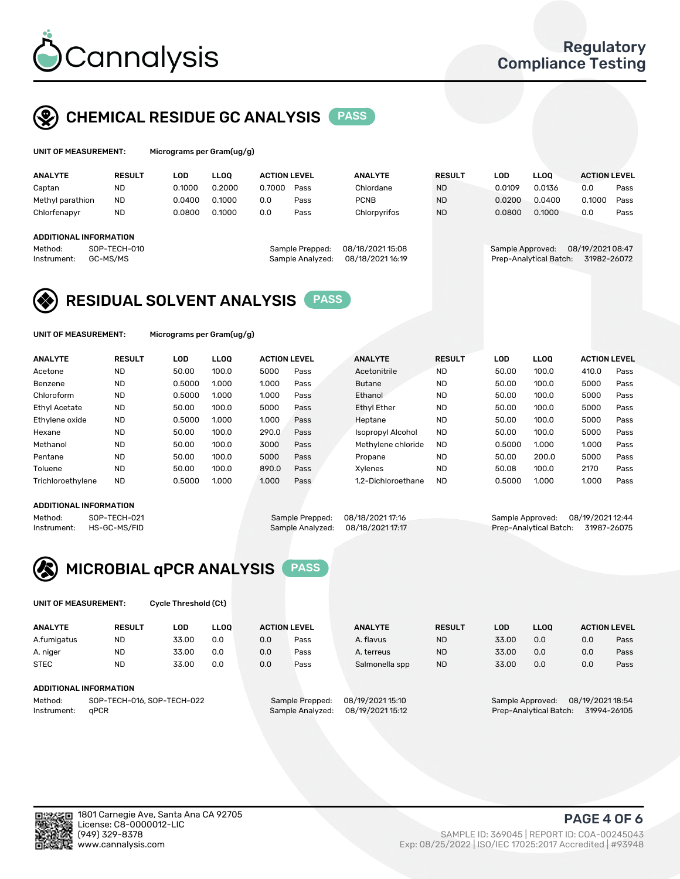# Cannalysis

Regulatory Compliance Testing

## CHEMICAL RESIDUE GC ANALYSIS PASS

**UNIT OF MEASUREMENT:** Micrograms per Gram(ug/g)

| ANALYTE | RESULT | LOD | LLOQ | ACTION LEVEL | | ANALYTE | RESULT | LOD | LLOQ | ACTION LEVEL | |
|---|---|---|---|---|---|---|---|---|---|---|---|
| Captan | ND | 0.1000 | 0.2000 | 0.7000 | Pass | Chlordane | ND | 0.0109 | 0.0136 | 0.0 | Pass |
| Methyl parathion | ND | 0.0400 | 0.1000 | 0.0 | Pass | PCNB | ND | 0.0200 | 0.0400 | 0.1000 | Pass |
| Chlorfenapyr | ND | 0.0800 | 0.1000 | 0.0 | Pass | Chlorpyrifos | ND | 0.0800 | 0.1000 | 0.0 | Pass |

**ADDITIONAL INFORMATION**

Method: SOP-TECH-010
Instrument: GC-MS/MS
Sample Prepped: 08/18/2021 15:08
Sample Analyzed: 08/18/2021 16:19
Sample Approved: 08/19/2021 08:47
Prep-Analytical Batch: 31982-26072

## RESIDUAL SOLVENT ANALYSIS PASS

**UNIT OF MEASUREMENT:** Micrograms per Gram(ug/g)

| ANALYTE | RESULT | LOD | LLOQ | ACTION LEVEL | | ANALYTE | RESULT | LOD | LLOQ | ACTION LEVEL | |
|---|---|---|---|---|---|---|---|---|---|---|---|
| Acetone | ND | 50.00 | 100.0 | 5000 | Pass | Acetonitrile | ND | 50.00 | 100.0 | 410.0 | Pass |
| Benzene | ND | 0.5000 | 1.000 | 1.000 | Pass | Butane | ND | 50.00 | 100.0 | 5000 | Pass |
| Chloroform | ND | 0.5000 | 1.000 | 1.000 | Pass | Ethanol | ND | 50.00 | 100.0 | 5000 | Pass |
| Ethyl Acetate | ND | 50.00 | 100.0 | 5000 | Pass | Ethyl Ether | ND | 50.00 | 100.0 | 5000 | Pass |
| Ethylene oxide | ND | 0.5000 | 1.000 | 1.000 | Pass | Heptane | ND | 50.00 | 100.0 | 5000 | Pass |
| Hexane | ND | 50.00 | 100.0 | 290.0 | Pass | Isopropyl Alcohol | ND | 50.00 | 100.0 | 5000 | Pass |
| Methanol | ND | 50.00 | 100.0 | 3000 | Pass | Methylene chloride | ND | 0.5000 | 1.000 | 1.000 | Pass |
| Pentane | ND | 50.00 | 100.0 | 5000 | Pass | Propane | ND | 50.00 | 200.0 | 5000 | Pass |
| Toluene | ND | 50.00 | 100.0 | 890.0 | Pass | Xylenes | ND | 50.08 | 100.0 | 2170 | Pass |
| Trichloroethylene | ND | 0.5000 | 1.000 | 1.000 | Pass | 1,2-Dichloroethane | ND | 0.5000 | 1.000 | 1.000 | Pass |

**ADDITIONAL INFORMATION**

Method: SOP-TECH-021
Instrument: HS-GC-MS/FID
Sample Prepped: 08/18/2021 17:16
Sample Analyzed: 08/18/2021 17:17
Sample Approved: 08/19/2021 12:44
Prep-Analytical Batch: 31987-26075

## MICROBIAL qPCR ANALYSIS PASS

**UNIT OF MEASUREMENT:** Cycle Threshold (Ct)

| ANALYTE | RESULT | LOD | LLOQ | ACTION LEVEL | | ANALYTE | RESULT | LOD | LLOQ | ACTION LEVEL | |
|---|---|---|---|---|---|---|---|---|---|---|---|
| A.fumigatus | ND | 33.00 | 0.0 | 0.0 | Pass | A. flavus | ND | 33.00 | 0.0 | 0.0 | Pass |
| A. niger | ND | 33.00 | 0.0 | 0.0 | Pass | A. terreus | ND | 33.00 | 0.0 | 0.0 | Pass |
| STEC | ND | 33.00 | 0.0 | 0.0 | Pass | Salmonella spp | ND | 33.00 | 0.0 | 0.0 | Pass |

**ADDITIONAL INFORMATION**

Method: SOP-TECH-016, SOP-TECH-022
Instrument: qPCR
Sample Prepped: 08/19/2021 15:10
Sample Analyzed: 08/19/2021 15:12
Sample Approved: 08/19/2021 18:54
Prep-Analytical Batch: 31994-26105

1801 Carnegie Ave, Santa Ana CA 92705
License: C8-0000012-LIC
(949) 329-8378
www.cannalysis.com

SAMPLE ID: 369045 | REPORT ID: COA-00245043
Exp: 08/25/2022 | ISO/IEC 17025:2017 Accredited | #93948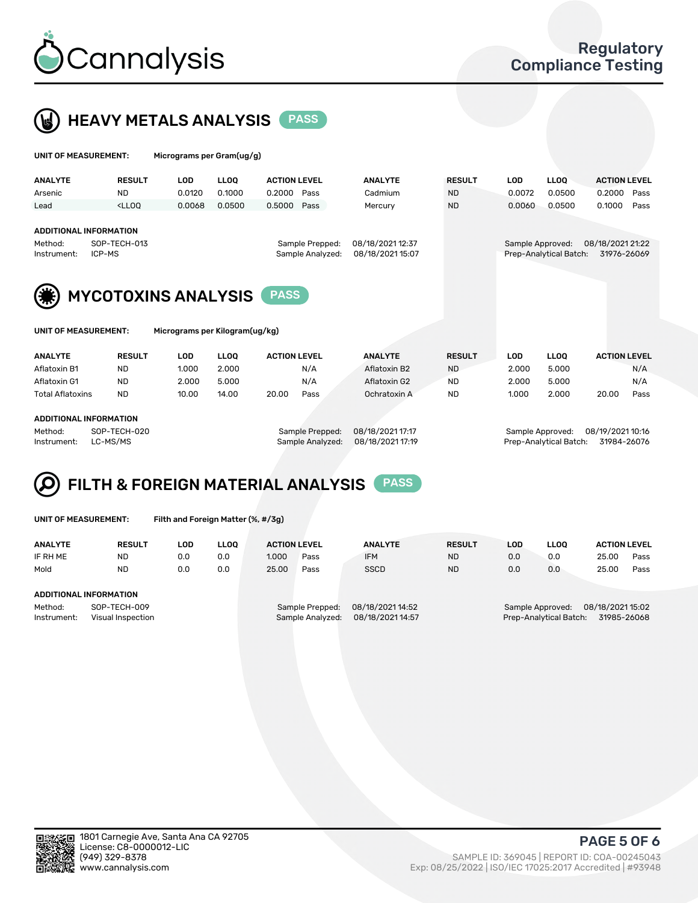# Cannalysis

Regulatory Compliance Testing

## HEAVY METALS ANALYSIS PASS

**UNIT OF MEASUREMENT:** Micrograms per Gram(ug/g)

| ANALYTE | RESULT | LOD | LLOQ | ACTION LEVEL | | ANALYTE | RESULT | LOD | LLOQ | ACTION LEVEL | |
|---|---|---|---|---|---|---|---|---|---|---|---|
| Arsenic | ND | 0.0120 | 0.1000 | 0.2000 | Pass | Cadmium | ND | 0.0072 | 0.0500 | 0.2000 | Pass |
| Lead | <LLOQ | 0.0068 | 0.0500 | 0.5000 | Pass | Mercury | ND | 0.0060 | 0.0500 | 0.1000 | Pass |

**ADDITIONAL INFORMATION**

Method: SOP-TECH-013
Instrument: ICP-MS
Sample Prepped: 08/18/2021 12:37
Sample Analyzed: 08/18/2021 15:07
Sample Approved: 08/18/2021 21:22
Prep-Analytical Batch: 31976-26069

## MYCOTOXINS ANALYSIS PASS

**UNIT OF MEASUREMENT:** Micrograms per Kilogram(ug/kg)

| ANALYTE | RESULT | LOD | LLOQ | ACTION LEVEL | | ANALYTE | RESULT | LOD | LLOQ | ACTION LEVEL | |
|---|---|---|---|---|---|---|---|---|---|---|---|
| Aflatoxin B1 | ND | 1.000 | 2.000 | | N/A | Aflatoxin B2 | ND | 2.000 | 5.000 | | N/A |
| Aflatoxin G1 | ND | 2.000 | 5.000 | | N/A | Aflatoxin G2 | ND | 2.000 | 5.000 | | N/A |
| Total Aflatoxins | ND | 10.00 | 14.00 | 20.00 | Pass | Ochratoxin A | ND | 1.000 | 2.000 | 20.00 | Pass |

**ADDITIONAL INFORMATION**

Method: SOP-TECH-020
Instrument: LC-MS/MS
Sample Prepped: 08/18/2021 17:17
Sample Analyzed: 08/18/2021 17:19
Sample Approved: 08/19/2021 10:16
Prep-Analytical Batch: 31984-26076

## FILTH & FOREIGN MATERIAL ANALYSIS PASS

**UNIT OF MEASUREMENT:** Filth and Foreign Matter (%, #/3g)

| ANALYTE | RESULT | LOD | LLOQ | ACTION LEVEL | | ANALYTE | RESULT | LOD | LLOQ | ACTION LEVEL | |
|---|---|---|---|---|---|---|---|---|---|---|---|
| IF RH ME | ND | 0.0 | 0.0 | 1.000 | Pass | IFM | ND | 0.0 | 0.0 | 25.00 | Pass |
| Mold | ND | 0.0 | 0.0 | 25.00 | Pass | SSCD | ND | 0.0 | 0.0 | 25.00 | Pass |

**ADDITIONAL INFORMATION**

Method: SOP-TECH-009
Instrument: Visual Inspection
Sample Prepped: 08/18/2021 14:52
Sample Analyzed: 08/18/2021 14:57
Sample Approved: 08/18/2021 15:02
Prep-Analytical Batch: 31985-26068

1801 Carnegie Ave, Santa Ana CA 92705
License: C8-0000012-LIC
(949) 329-8378
www.cannalysis.com

SAMPLE ID: 369045 | REPORT ID: COA-00245043
Exp: 08/25/2022 | ISO/IEC 17025:2017 Accredited | #93948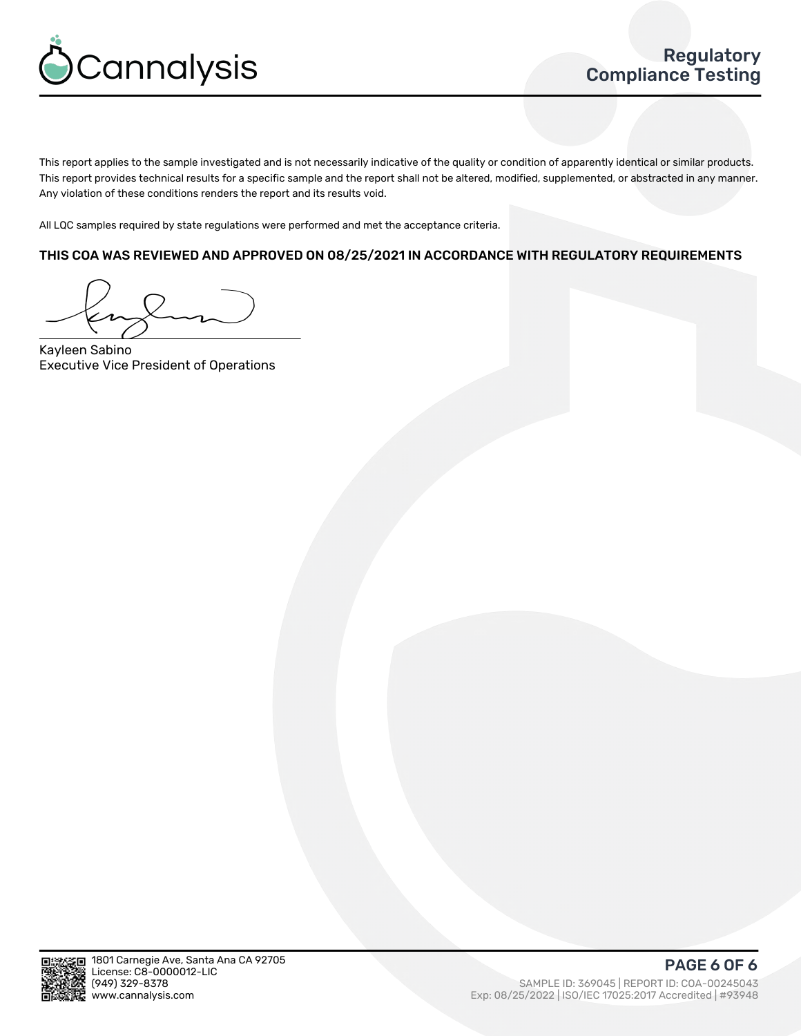This report applies to the sample investigated and is not necessarily indicative of the quality or condition of apparently identical or similar products. This report provides technical results for a specific sample and the report shall not be altered, modified, supplemented, or abstracted in any manner. Any violation of these conditions renders the report and its results void.

All LQC samples required by state regulations were performed and met the acceptance criteria.

**THIS COA WAS REVIEWED AND APPROVED ON 08/25/2021 IN ACCORDANCE WITH REGULATORY REQUIREMENTS**

Kayleen Sabino
Executive Vice President of Operations